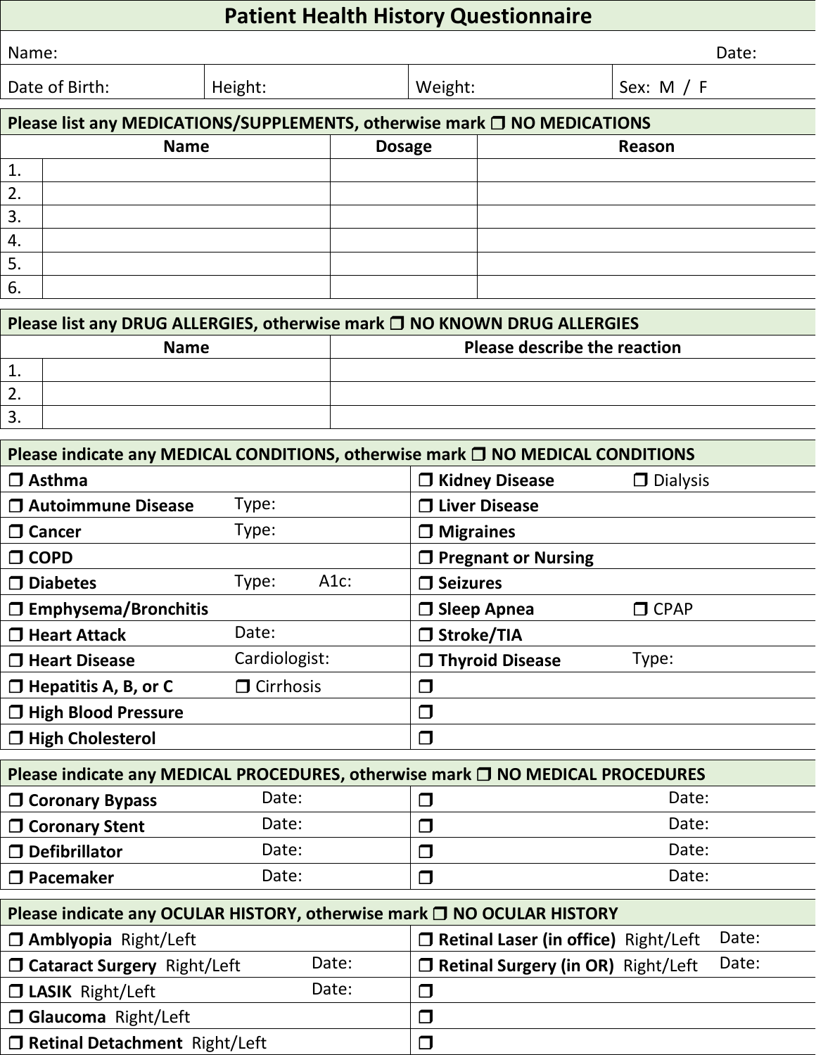# Patient Health History Questionnaire

| Name: | | | Date: |
|---|---|---|---|
| Date of Birth: | Height: | Weight: | Sex: M / F |

**Please list any MEDICATIONS/SUPPLEMENTS, otherwise mark ❒ NO MEDICATIONS**

| | Name | Dosage | Reason |
|---|---|---|---|
| 1. | | | |
| 2. | | | |
| 3. | | | |
| 4. | | | |
| 5. | | | |
| 6. | | | |

**Please list any DRUG ALLERGIES, otherwise mark ❒ NO KNOWN DRUG ALLERGIES**

| | Name | Please describe the reaction |
|---|---|---|
| 1. | | |
| 2. | | |
| 3. | | |

**Please indicate any MEDICAL CONDITIONS, otherwise mark ❒ NO MEDICAL CONDITIONS**

| | | | |
|---|---|---|---|
| ❒ **Asthma** | | ❒ **Kidney Disease** | ❒ Dialysis |
| ❒ **Autoimmune Disease** | Type: | ❒ **Liver Disease** | |
| ❒ **Cancer** | Type: | ❒ **Migraines** | |
| ❒ **COPD** | | ❒ **Pregnant or Nursing** | |
| ❒ **Diabetes** | Type: A1c: | ❒ **Seizures** | |
| ❒ **Emphysema/Bronchitis** | | ❒ **Sleep Apnea** | ❒ CPAP |
| ❒ **Heart Attack** | Date: | ❒ **Stroke/TIA** | |
| ❒ **Heart Disease** | Cardiologist: | ❒ **Thyroid Disease** | Type: |
| ❒ **Hepatitis A, B, or C** | ❒ Cirrhosis | ❒ | |
| ❒ **High Blood Pressure** | | ❒ | |
| ❒ **High Cholesterol** | | ❒ | |

**Please indicate any MEDICAL PROCEDURES, otherwise mark ❒ NO MEDICAL PROCEDURES**

| | | | |
|---|---|---|---|
| ❒ **Coronary Bypass** | Date: | ❒ | Date: |
| ❒ **Coronary Stent** | Date: | ❒ | Date: |
| ❒ **Defibrillator** | Date: | ❒ | Date: |
| ❒ **Pacemaker** | Date: | ❒ | Date: |

**Please indicate any OCULAR HISTORY, otherwise mark ❒ NO OCULAR HISTORY**

| | | | |
|---|---|---|---|
| ❒ **Amblyopia** Right/Left | | ❒ **Retinal Laser (in office)** Right/Left | Date: |
| ❒ **Cataract Surgery** Right/Left | Date: | ❒ **Retinal Surgery (in OR)** Right/Left | Date: |
| ❒ **LASIK** Right/Left | Date: | ❒ | |
| ❒ **Glaucoma** Right/Left | | ❒ | |
| ❒ **Retinal Detachment** Right/Left | | ❒ | |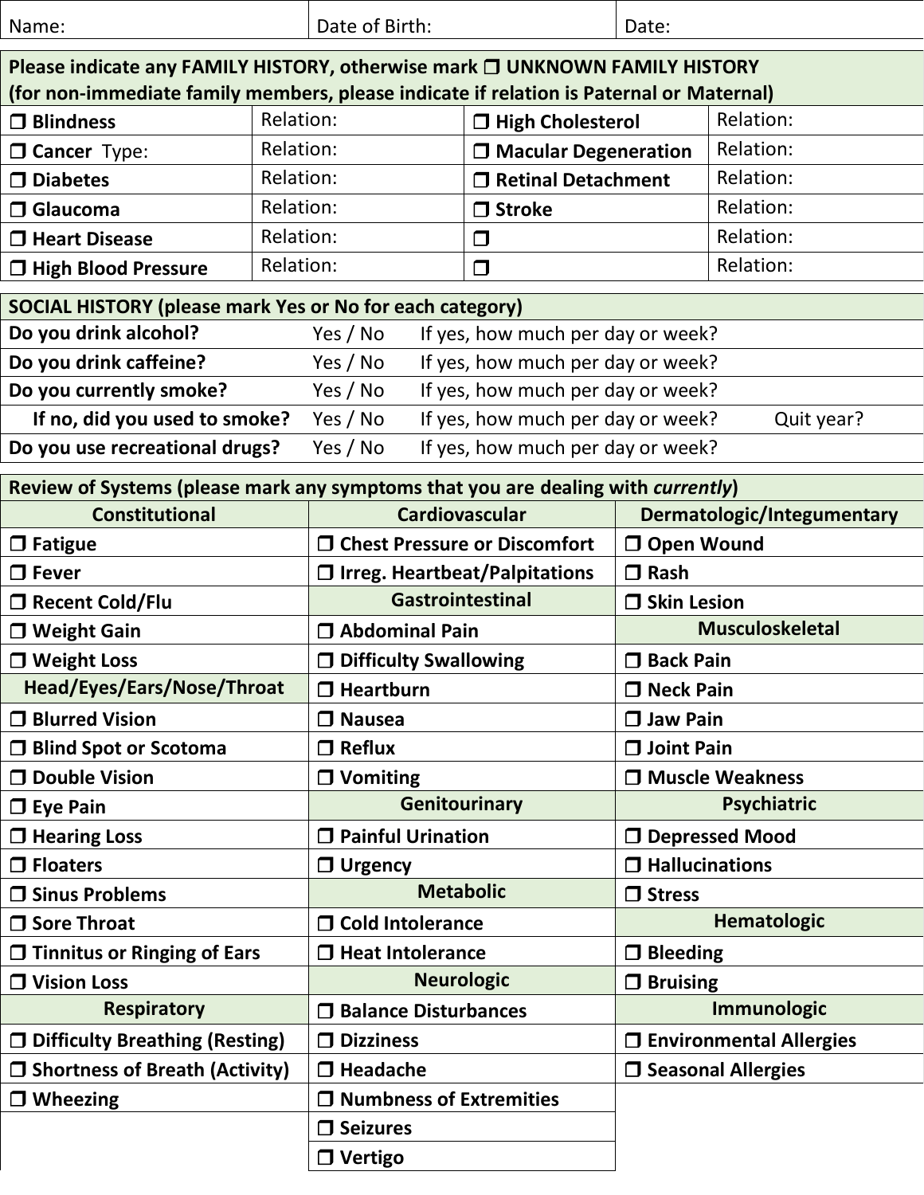| Name: | Date of Birth: | Date: |
|---|---|---|

**Please indicate any FAMILY HISTORY, otherwise mark ❒ UNKNOWN FAMILY HISTORY**
**(for non-immediate family members, please indicate if relation is Paternal or Maternal)**

| | | | |
|---|---|---|---|
| ❒ **Blindness** | Relation: | ❒ **High Cholesterol** | Relation: |
| ❒ **Cancer** Type: | Relation: | ❒ **Macular Degeneration** | Relation: |
| ❒ **Diabetes** | Relation: | ❒ **Retinal Detachment** | Relation: |
| ❒ **Glaucoma** | Relation: | ❒ **Stroke** | Relation: |
| ❒ **Heart Disease** | Relation: | ❒ | Relation: |
| ❒ **High Blood Pressure** | Relation: | ❒ | Relation: |

**SOCIAL HISTORY (please mark Yes or No for each category)**

| | | | |
|---|---|---|---|
| **Do you drink alcohol?** | Yes / No | If yes, how much per day or week? | |
| **Do you drink caffeine?** | Yes / No | If yes, how much per day or week? | |
| **Do you currently smoke?** | Yes / No | If yes, how much per day or week? | |
| **If no, did you used to smoke?** | Yes / No | If yes, how much per day or week? | Quit year? |
| **Do you use recreational drugs?** | Yes / No | If yes, how much per day or week? | |

**Review of Systems (please mark any symptoms that you are dealing with *currently*)**

| **Constitutional** | **Cardiovascular** | **Dermatologic/Integumentary** |
|---|---|---|
| ❒ **Fatigue** | ❒ **Chest Pressure or Discomfort** | ❒ **Open Wound** |
| ❒ **Fever** | ❒ **Irreg. Heartbeat/Palpitations** | ❒ **Rash** |
| ❒ **Recent Cold/Flu** | **Gastrointestinal** | ❒ **Skin Lesion** |
| ❒ **Weight Gain** | ❒ **Abdominal Pain** | **Musculoskeletal** |
| ❒ **Weight Loss** | ❒ **Difficulty Swallowing** | ❒ **Back Pain** |
| **Head/Eyes/Ears/Nose/Throat** | ❒ **Heartburn** | ❒ **Neck Pain** |
| ❒ **Blurred Vision** | ❒ **Nausea** | ❒ **Jaw Pain** |
| ❒ **Blind Spot or Scotoma** | ❒ **Reflux** | ❒ **Joint Pain** |
| ❒ **Double Vision** | ❒ **Vomiting** | ❒ **Muscle Weakness** |
| ❒ **Eye Pain** | **Genitourinary** | **Psychiatric** |
| ❒ **Hearing Loss** | ❒ **Painful Urination** | ❒ **Depressed Mood** |
| ❒ **Floaters** | ❒ **Urgency** | ❒ **Hallucinations** |
| ❒ **Sinus Problems** | **Metabolic** | ❒ **Stress** |
| ❒ **Sore Throat** | ❒ **Cold Intolerance** | **Hematologic** |
| ❒ **Tinnitus or Ringing of Ears** | ❒ **Heat Intolerance** | ❒ **Bleeding** |
| ❒ **Vision Loss** | **Neurologic** | ❒ **Bruising** |
| **Respiratory** | ❒ **Balance Disturbances** | **Immunologic** |
| ❒ **Difficulty Breathing (Resting)** | ❒ **Dizziness** | ❒ **Environmental Allergies** |
| ❒ **Shortness of Breath (Activity)** | ❒ **Headache** | ❒ **Seasonal Allergies** |
| ❒ **Wheezing** | ❒ **Numbness of Extremities** | |
| | ❒ **Seizures** | |
| | ❒ **Vertigo** | |